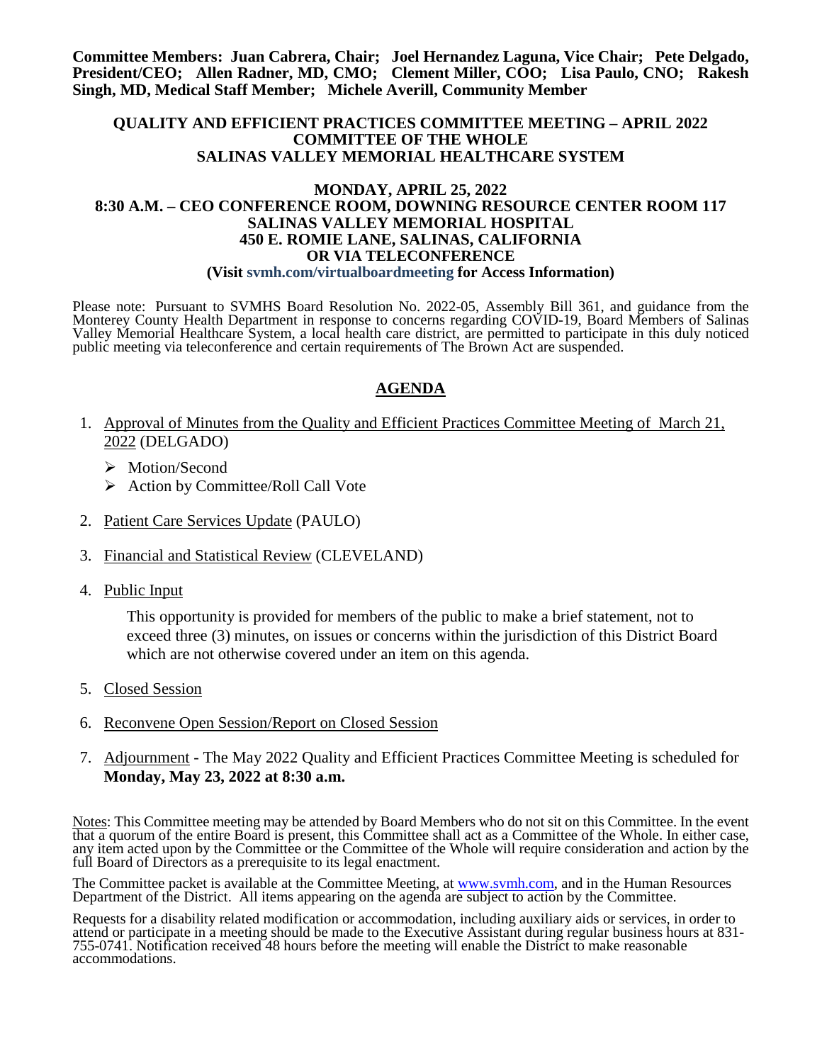**Committee Members: Juan Cabrera, Chair; Joel Hernandez Laguna, Vice Chair; Pete Delgado, President/CEO; Allen Radner, MD, CMO; Clement Miller, COO; Lisa Paulo, CNO; Rakesh Singh, MD, Medical Staff Member; Michele Averill, Community Member**

**QUALITY AND EFFICIENT PRACTICES COMMITTEE MEETING – APRIL 2022**
**COMMITTEE OF THE WHOLE**
**SALINAS VALLEY MEMORIAL HEALTHCARE SYSTEM**

**MONDAY, APRIL 25, 2022**
**8:30 A.M. – CEO CONFERENCE ROOM, DOWNING RESOURCE CENTER ROOM 117**
**SALINAS VALLEY MEMORIAL HOSPITAL**
**450 E. ROMIE LANE, SALINAS, CALIFORNIA**
**OR VIA TELECONFERENCE**
**(Visit svmh.com/virtualboardmeeting for Access Information)**

Please note: Pursuant to SVMHS Board Resolution No. 2022-05, Assembly Bill 361, and guidance from the Monterey County Health Department in response to concerns regarding COVID-19, Board Members of Salinas Valley Memorial Healthcare System, a local health care district, are permitted to participate in this duly noticed public meeting via teleconference and certain requirements of The Brown Act are suspended.

## AGENDA

1. Approval of Minutes from the Quality and Efficient Practices Committee Meeting of March 21, 2022 (DELGADO)
   - Motion/Second
   - Action by Committee/Roll Call Vote

2. Patient Care Services Update (PAULO)

3. Financial and Statistical Review (CLEVELAND)

4. Public Input

   This opportunity is provided for members of the public to make a brief statement, not to exceed three (3) minutes, on issues or concerns within the jurisdiction of this District Board which are not otherwise covered under an item on this agenda.

5. Closed Session

6. Reconvene Open Session/Report on Closed Session

7. Adjournment - The May 2022 Quality and Efficient Practices Committee Meeting is scheduled for **Monday, May 23, 2022 at 8:30 a.m.**

Notes: This Committee meeting may be attended by Board Members who do not sit on this Committee. In the event that a quorum of the entire Board is present, this Committee shall act as a Committee of the Whole. In either case, any item acted upon by the Committee or the Committee of the Whole will require consideration and action by the full Board of Directors as a prerequisite to its legal enactment.

The Committee packet is available at the Committee Meeting, at www.svmh.com, and in the Human Resources Department of the District. All items appearing on the agenda are subject to action by the Committee.

Requests for a disability related modification or accommodation, including auxiliary aids or services, in order to attend or participate in a meeting should be made to the Executive Assistant during regular business hours at 831-755-0741. Notification received 48 hours before the meeting will enable the District to make reasonable accommodations.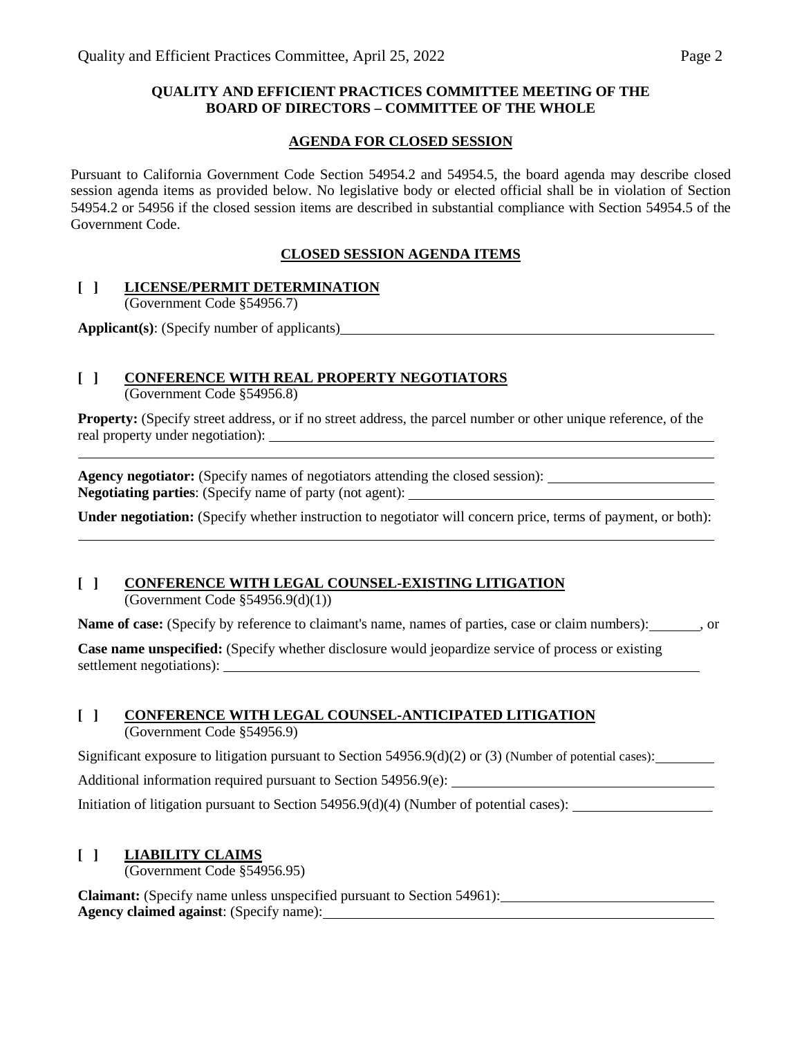**QUALITY AND EFFICIENT PRACTICES COMMITTEE MEETING OF THE BOARD OF DIRECTORS – COMMITTEE OF THE WHOLE**

## AGENDA FOR CLOSED SESSION

Pursuant to California Government Code Section 54954.2 and 54954.5, the board agenda may describe closed session agenda items as provided below. No legislative body or elected official shall be in violation of Section 54954.2 or 54956 if the closed session items are described in substantial compliance with Section 54954.5 of the Government Code.

## CLOSED SESSION AGENDA ITEMS

**[ ] LICENSE/PERMIT DETERMINATION**
(Government Code §54956.7)

**Applicant(s)**: (Specify number of applicants)\_\_\_\_\_\_\_\_\_\_\_\_\_\_\_\_\_\_\_\_\_\_\_\_\_\_\_\_\_\_\_\_\_\_\_\_

**[ ] CONFERENCE WITH REAL PROPERTY NEGOTIATORS**
(Government Code §54956.8)

**Property:** (Specify street address, or if no street address, the parcel number or other unique reference, of the real property under negotiation): \_\_\_\_\_\_\_\_\_\_\_\_\_\_\_\_\_\_\_\_\_\_\_\_\_\_\_\_\_\_\_\_\_\_\_\_

\_\_\_\_\_\_\_\_\_\_\_\_\_\_\_\_\_\_\_\_\_\_\_\_\_\_\_\_\_\_\_\_\_\_\_\_\_\_\_\_\_\_\_\_\_\_\_\_\_\_\_\_\_\_\_\_\_\_\_\_\_\_\_\_\_\_\_\_\_\_

**Agency negotiator:** (Specify names of negotiators attending the closed session): \_\_\_\_\_\_\_\_\_\_\_\_\_\_\_\_\_\_
**Negotiating parties**: (Specify name of party (not agent): \_\_\_\_\_\_\_\_\_\_\_\_\_\_\_\_\_\_\_\_\_\_\_\_\_\_\_\_\_\_\_\_

**Under negotiation:** (Specify whether instruction to negotiator will concern price, terms of payment, or both):

\_\_\_\_\_\_\_\_\_\_\_\_\_\_\_\_\_\_\_\_\_\_\_\_\_\_\_\_\_\_\_\_\_\_\_\_\_\_\_\_\_\_\_\_\_\_\_\_\_\_\_\_\_\_\_\_\_\_\_\_\_\_\_\_\_\_\_\_\_\_

**[ ] CONFERENCE WITH LEGAL COUNSEL-EXISTING LITIGATION**
(Government Code §54956.9(d)(1))

**Name of case:** (Specify by reference to claimant's name, names of parties, case or claim numbers):\_\_\_\_\_\_\_, or

**Case name unspecified:** (Specify whether disclosure would jeopardize service of process or existing settlement negotiations): \_\_\_\_\_\_\_\_\_\_\_\_\_\_\_\_\_\_\_\_\_\_\_\_\_\_\_\_\_\_\_\_\_\_\_\_\_\_\_\_\_\_\_\_\_\_\_\_\_\_\_\_\_\_

**[ ] CONFERENCE WITH LEGAL COUNSEL-ANTICIPATED LITIGATION**
(Government Code §54956.9)

Significant exposure to litigation pursuant to Section 54956.9(d)(2) or (3) (Number of potential cases):\_\_\_\_\_\_\_\_

Additional information required pursuant to Section 54956.9(e): \_\_\_\_\_\_\_\_\_\_\_\_\_\_\_\_\_\_\_\_\_\_\_\_\_\_\_\_\_\_\_\_

Initiation of litigation pursuant to Section 54956.9(d)(4) (Number of potential cases): \_\_\_\_\_\_\_\_\_\_\_\_\_\_\_\_

**[ ] LIABILITY CLAIMS**
(Government Code §54956.95)

**Claimant:** (Specify name unless unspecified pursuant to Section 54961):\_\_\_\_\_\_\_\_\_\_\_\_\_\_\_\_\_\_\_\_\_\_\_\_\_\_
**Agency claimed against**: (Specify name):\_\_\_\_\_\_\_\_\_\_\_\_\_\_\_\_\_\_\_\_\_\_\_\_\_\_\_\_\_\_\_\_\_\_\_\_\_\_\_\_\_\_\_\_\_\_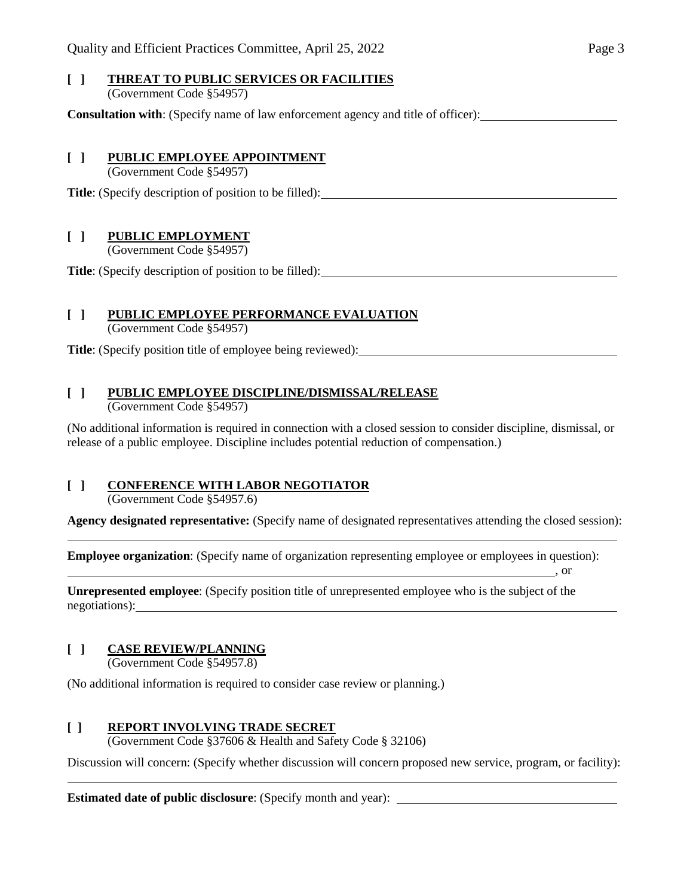**[ ] THREAT TO PUBLIC SERVICES OR FACILITIES**
(Government Code §54957)

**Consultation with**: (Specify name of law enforcement agency and title of officer): ______________________

**[ ] PUBLIC EMPLOYEE APPOINTMENT**
(Government Code §54957)

**Title**: (Specify description of position to be filled): ______________________

**[ ] PUBLIC EMPLOYMENT**
(Government Code §54957)

**Title**: (Specify description of position to be filled): ______________________

**[ ] PUBLIC EMPLOYEE PERFORMANCE EVALUATION**
(Government Code §54957)

**Title**: (Specify position title of employee being reviewed): ______________________

**[ ] PUBLIC EMPLOYEE DISCIPLINE/DISMISSAL/RELEASE**
(Government Code §54957)

(No additional information is required in connection with a closed session to consider discipline, dismissal, or release of a public employee. Discipline includes potential reduction of compensation.)

**[ ] CONFERENCE WITH LABOR NEGOTIATOR**
(Government Code §54957.6)

**Agency designated representative:** (Specify name of designated representatives attending the closed session):
______________________

**Employee organization**: (Specify name of organization representing employee or employees in question):
______________________, or

**Unrepresented employee**: (Specify position title of unrepresented employee who is the subject of the negotiations): ______________________

**[ ] CASE REVIEW/PLANNING**
(Government Code §54957.8)

(No additional information is required to consider case review or planning.)

**[ ] REPORT INVOLVING TRADE SECRET**
(Government Code §37606 & Health and Safety Code § 32106)

Discussion will concern: (Specify whether discussion will concern proposed new service, program, or facility):
______________________

**Estimated date of public disclosure**: (Specify month and year): ______________________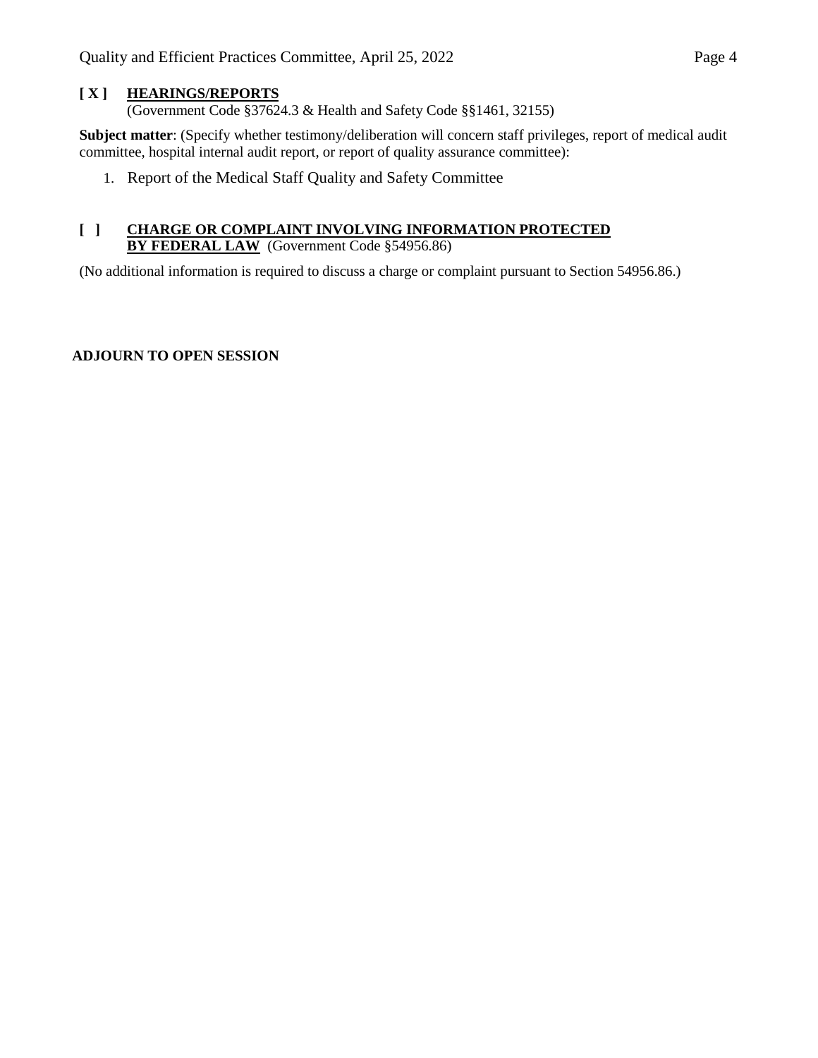**[ X ] <u>HEARINGS/REPORTS</u>**
(Government Code §37624.3 & Health and Safety Code §§1461, 32155)

**Subject matter**: (Specify whether testimony/deliberation will concern staff privileges, report of medical audit committee, hospital internal audit report, or report of quality assurance committee):

1. Report of the Medical Staff Quality and Safety Committee

**[ ] <u>CHARGE OR COMPLAINT INVOLVING INFORMATION PROTECTED BY FEDERAL LAW</u>** (Government Code §54956.86)

(No additional information is required to discuss a charge or complaint pursuant to Section 54956.86.)

**ADJOURN TO OPEN SESSION**